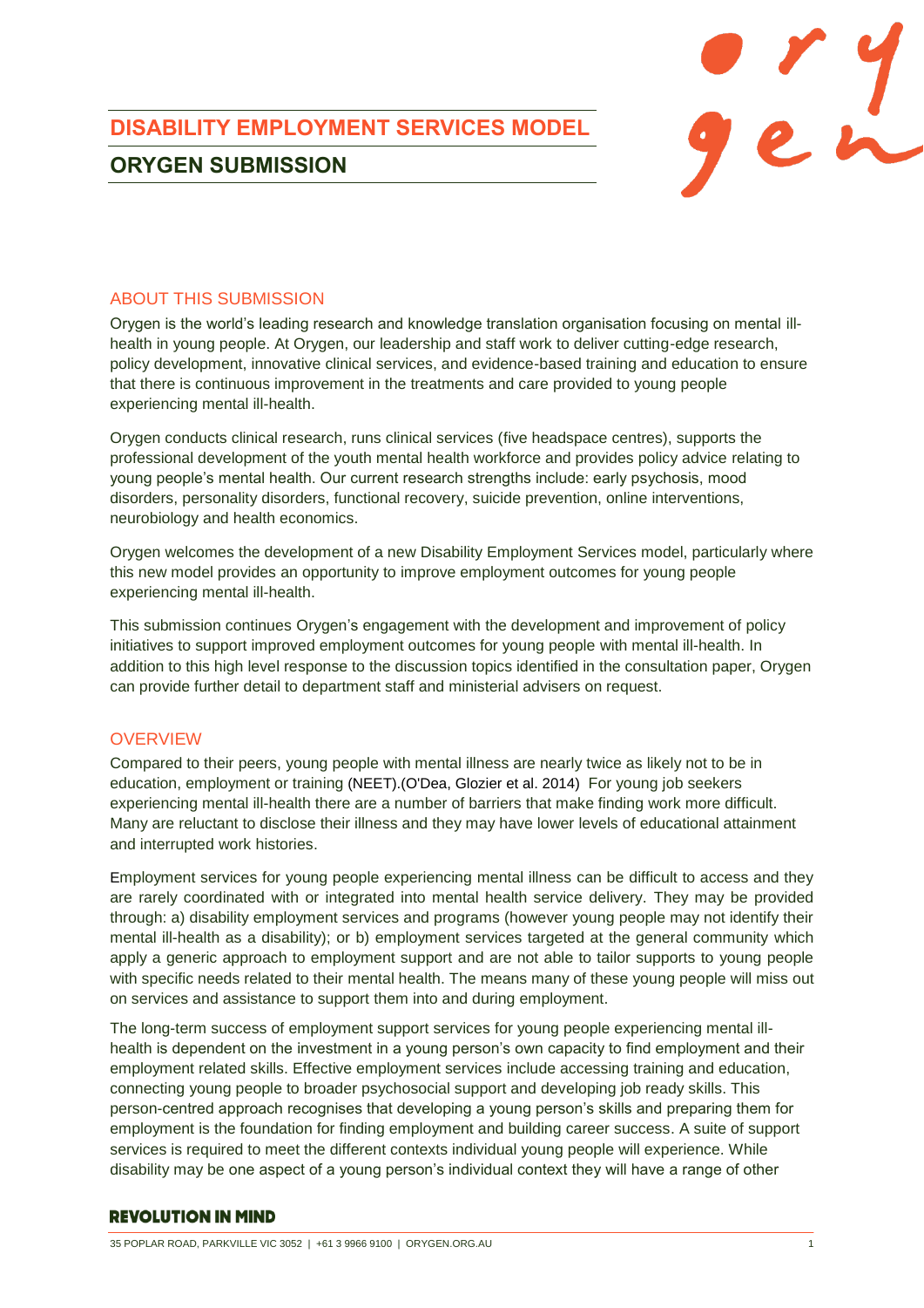# DISABILITY EMPLOYMENT SERVICES MODEL

## ORYGEN SUBMISSION

### ABOUT THIS SUBMISSION

Orygen is the world's leading research and knowledge translation organisation focusing on mental ill-health in young people. At Orygen, our leadership and staff work to deliver cutting-edge research, policy development, innovative clinical services, and evidence-based training and education to ensure that there is continuous improvement in the treatments and care provided to young people experiencing mental ill-health.

Orygen conducts clinical research, runs clinical services (five headspace centres), supports the professional development of the youth mental health workforce and provides policy advice relating to young people's mental health. Our current research strengths include: early psychosis, mood disorders, personality disorders, functional recovery, suicide prevention, online interventions, neurobiology and health economics.

Orygen welcomes the development of a new Disability Employment Services model, particularly where this new model provides an opportunity to improve employment outcomes for young people experiencing mental ill-health.

This submission continues Orygen's engagement with the development and improvement of policy initiatives to support improved employment outcomes for young people with mental ill-health. In addition to this high level response to the discussion topics identified in the consultation paper, Orygen can provide further detail to department staff and ministerial advisers on request.

### OVERVIEW

Compared to their peers, young people with mental illness are nearly twice as likely not to be in education, employment or training (NEET).(O'Dea, Glozier et al. 2014) For young job seekers experiencing mental ill-health there are a number of barriers that make finding work more difficult. Many are reluctant to disclose their illness and they may have lower levels of educational attainment and interrupted work histories.

Employment services for young people experiencing mental illness can be difficult to access and they are rarely coordinated with or integrated into mental health service delivery. They may be provided through: a) disability employment services and programs (however young people may not identify their mental ill-health as a disability); or b) employment services targeted at the general community which apply a generic approach to employment support and are not able to tailor supports to young people with specific needs related to their mental health. The means many of these young people will miss out on services and assistance to support them into and during employment.

The long-term success of employment support services for young people experiencing mental ill-health is dependent on the investment in a young person's own capacity to find employment and their employment related skills. Effective employment services include accessing training and education, connecting young people to broader psychosocial support and developing job ready skills. This person-centred approach recognises that developing a young person's skills and preparing them for employment is the foundation for finding employment and building career success. A suite of support services is required to meet the different contexts individual young people will experience. While disability may be one aspect of a young person's individual context they will have a range of other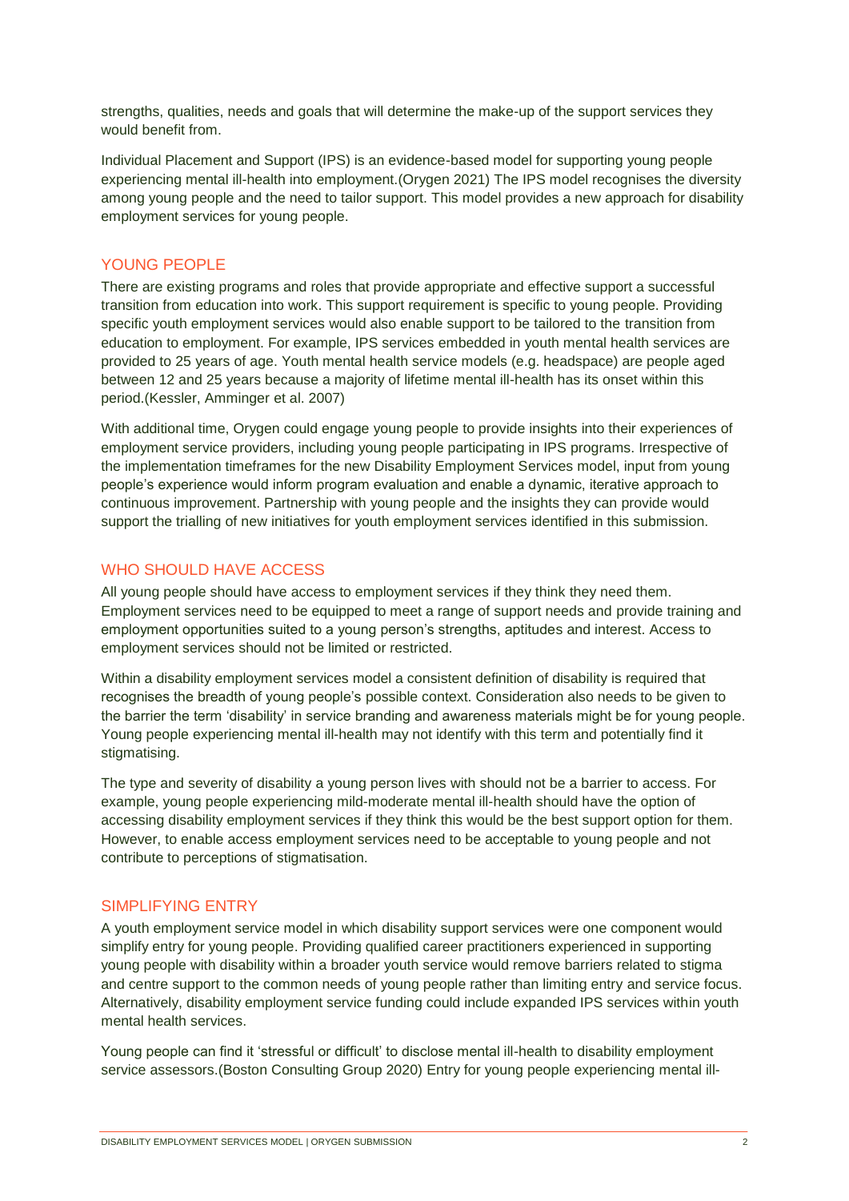strengths, qualities, needs and goals that will determine the make-up of the support services they would benefit from.

Individual Placement and Support (IPS) is an evidence-based model for supporting young people experiencing mental ill-health into employment.(Orygen 2021) The IPS model recognises the diversity among young people and the need to tailor support. This model provides a new approach for disability employment services for young people.

## YOUNG PEOPLE

There are existing programs and roles that provide appropriate and effective support a successful transition from education into work. This support requirement is specific to young people. Providing specific youth employment services would also enable support to be tailored to the transition from education to employment. For example, IPS services embedded in youth mental health services are provided to 25 years of age. Youth mental health service models (e.g. headspace) are people aged between 12 and 25 years because a majority of lifetime mental ill-health has its onset within this period.(Kessler, Amminger et al. 2007)

With additional time, Orygen could engage young people to provide insights into their experiences of employment service providers, including young people participating in IPS programs. Irrespective of the implementation timeframes for the new Disability Employment Services model, input from young people's experience would inform program evaluation and enable a dynamic, iterative approach to continuous improvement. Partnership with young people and the insights they can provide would support the trialling of new initiatives for youth employment services identified in this submission.

## WHO SHOULD HAVE ACCESS

All young people should have access to employment services if they think they need them. Employment services need to be equipped to meet a range of support needs and provide training and employment opportunities suited to a young person's strengths, aptitudes and interest. Access to employment services should not be limited or restricted.

Within a disability employment services model a consistent definition of disability is required that recognises the breadth of young people's possible context. Consideration also needs to be given to the barrier the term 'disability' in service branding and awareness materials might be for young people. Young people experiencing mental ill-health may not identify with this term and potentially find it stigmatising.

The type and severity of disability a young person lives with should not be a barrier to access. For example, young people experiencing mild-moderate mental ill-health should have the option of accessing disability employment services if they think this would be the best support option for them. However, to enable access employment services need to be acceptable to young people and not contribute to perceptions of stigmatisation.

## SIMPLIFYING ENTRY

A youth employment service model in which disability support services were one component would simplify entry for young people. Providing qualified career practitioners experienced in supporting young people with disability within a broader youth service would remove barriers related to stigma and centre support to the common needs of young people rather than limiting entry and service focus. Alternatively, disability employment service funding could include expanded IPS services within youth mental health services.

Young people can find it 'stressful or difficult' to disclose mental ill-health to disability employment service assessors.(Boston Consulting Group 2020) Entry for young people experiencing mental ill-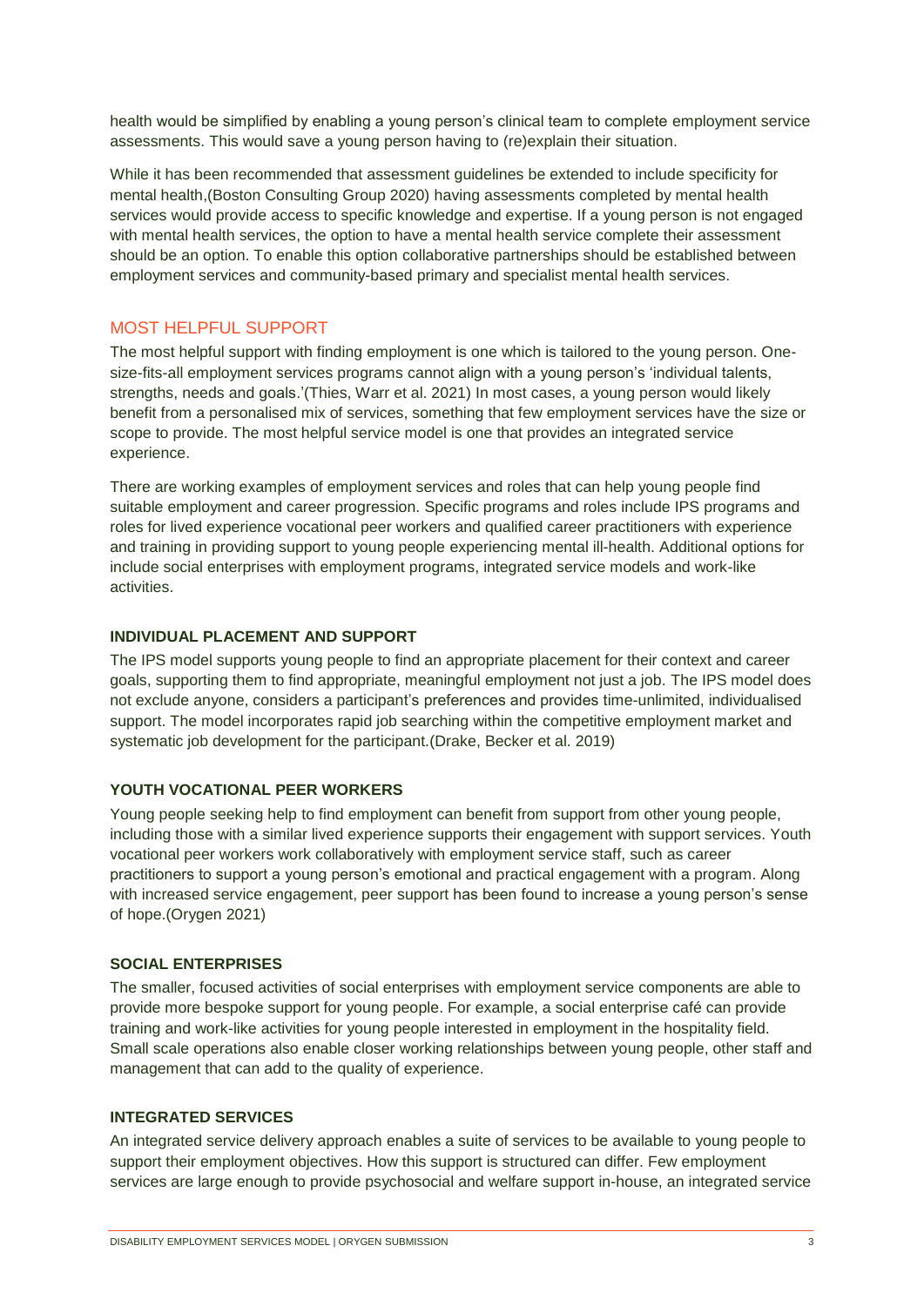health would be simplified by enabling a young person's clinical team to complete employment service assessments. This would save a young person having to (re)explain their situation.

While it has been recommended that assessment guidelines be extended to include specificity for mental health,(Boston Consulting Group 2020) having assessments completed by mental health services would provide access to specific knowledge and expertise. If a young person is not engaged with mental health services, the option to have a mental health service complete their assessment should be an option. To enable this option collaborative partnerships should be established between employment services and community-based primary and specialist mental health services.

## MOST HELPFUL SUPPORT

The most helpful support with finding employment is one which is tailored to the young person. One-size-fits-all employment services programs cannot align with a young person's 'individual talents, strengths, needs and goals.'(Thies, Warr et al. 2021) In most cases, a young person would likely benefit from a personalised mix of services, something that few employment services have the size or scope to provide. The most helpful service model is one that provides an integrated service experience.

There are working examples of employment services and roles that can help young people find suitable employment and career progression. Specific programs and roles include IPS programs and roles for lived experience vocational peer workers and qualified career practitioners with experience and training in providing support to young people experiencing mental ill-health. Additional options for include social enterprises with employment programs, integrated service models and work-like activities.

### INDIVIDUAL PLACEMENT AND SUPPORT

The IPS model supports young people to find an appropriate placement for their context and career goals, supporting them to find appropriate, meaningful employment not just a job. The IPS model does not exclude anyone, considers a participant's preferences and provides time-unlimited, individualised support. The model incorporates rapid job searching within the competitive employment market and systematic job development for the participant.(Drake, Becker et al. 2019)

### YOUTH VOCATIONAL PEER WORKERS

Young people seeking help to find employment can benefit from support from other young people, including those with a similar lived experience supports their engagement with support services. Youth vocational peer workers work collaboratively with employment service staff, such as career practitioners to support a young person's emotional and practical engagement with a program. Along with increased service engagement, peer support has been found to increase a young person's sense of hope.(Orygen 2021)

### SOCIAL ENTERPRISES

The smaller, focused activities of social enterprises with employment service components are able to provide more bespoke support for young people. For example, a social enterprise café can provide training and work-like activities for young people interested in employment in the hospitality field. Small scale operations also enable closer working relationships between young people, other staff and management that can add to the quality of experience.

### INTEGRATED SERVICES

An integrated service delivery approach enables a suite of services to be available to young people to support their employment objectives. How this support is structured can differ. Few employment services are large enough to provide psychosocial and welfare support in-house, an integrated service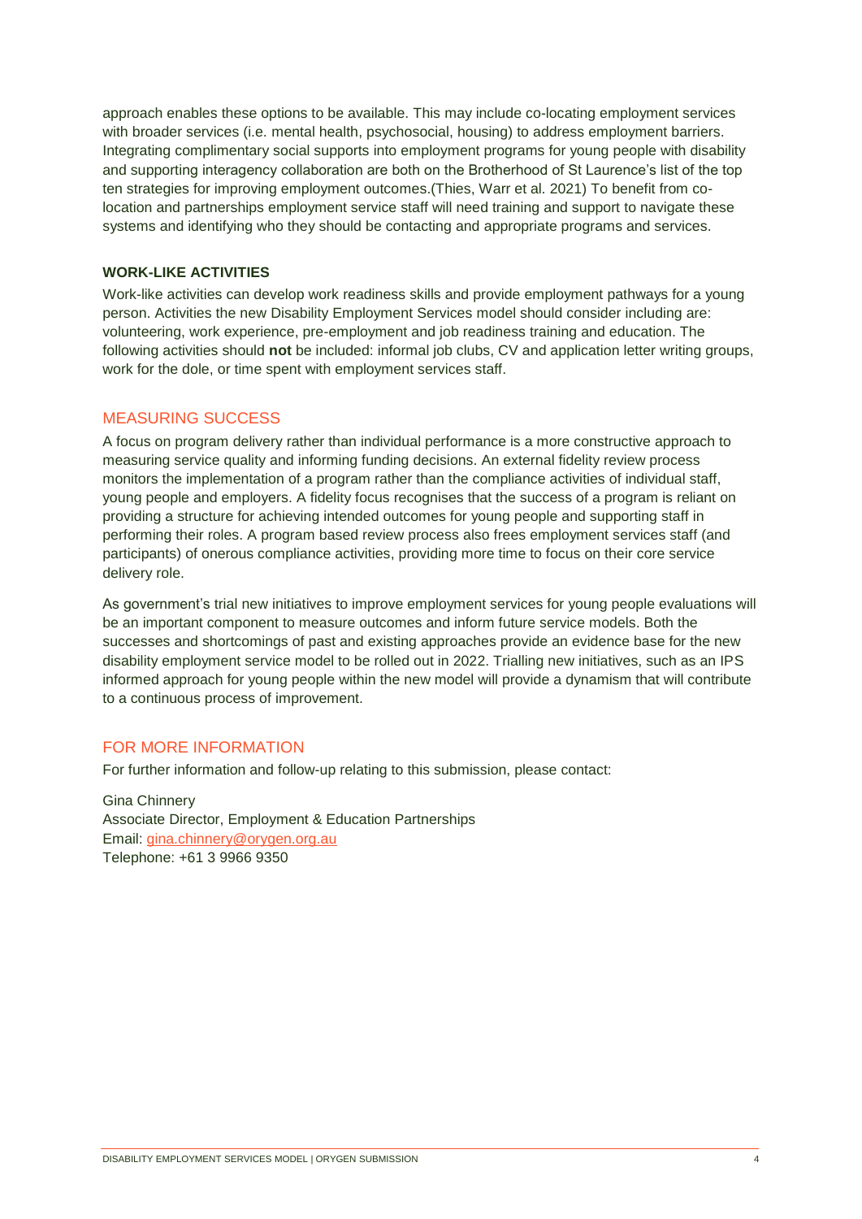approach enables these options to be available. This may include co-locating employment services with broader services (i.e. mental health, psychosocial, housing) to address employment barriers. Integrating complimentary social supports into employment programs for young people with disability and supporting interagency collaboration are both on the Brotherhood of St Laurence's list of the top ten strategies for improving employment outcomes.(Thies, Warr et al. 2021) To benefit from co-location and partnerships employment service staff will need training and support to navigate these systems and identifying who they should be contacting and appropriate programs and services.

### WORK-LIKE ACTIVITIES

Work-like activities can develop work readiness skills and provide employment pathways for a young person. Activities the new Disability Employment Services model should consider including are: volunteering, work experience, pre-employment and job readiness training and education. The following activities should **not** be included: informal job clubs, CV and application letter writing groups, work for the dole, or time spent with employment services staff.

## MEASURING SUCCESS

A focus on program delivery rather than individual performance is a more constructive approach to measuring service quality and informing funding decisions. An external fidelity review process monitors the implementation of a program rather than the compliance activities of individual staff, young people and employers. A fidelity focus recognises that the success of a program is reliant on providing a structure for achieving intended outcomes for young people and supporting staff in performing their roles. A program based review process also frees employment services staff (and participants) of onerous compliance activities, providing more time to focus on their core service delivery role.

As government's trial new initiatives to improve employment services for young people evaluations will be an important component to measure outcomes and inform future service models. Both the successes and shortcomings of past and existing approaches provide an evidence base for the new disability employment service model to be rolled out in 2022. Trialling new initiatives, such as an IPS informed approach for young people within the new model will provide a dynamism that will contribute to a continuous process of improvement.

## FOR MORE INFORMATION

For further information and follow-up relating to this submission, please contact:

Gina Chinnery
Associate Director, Employment & Education Partnerships
Email: gina.chinnery@orygen.org.au
Telephone: +61 3 9966 9350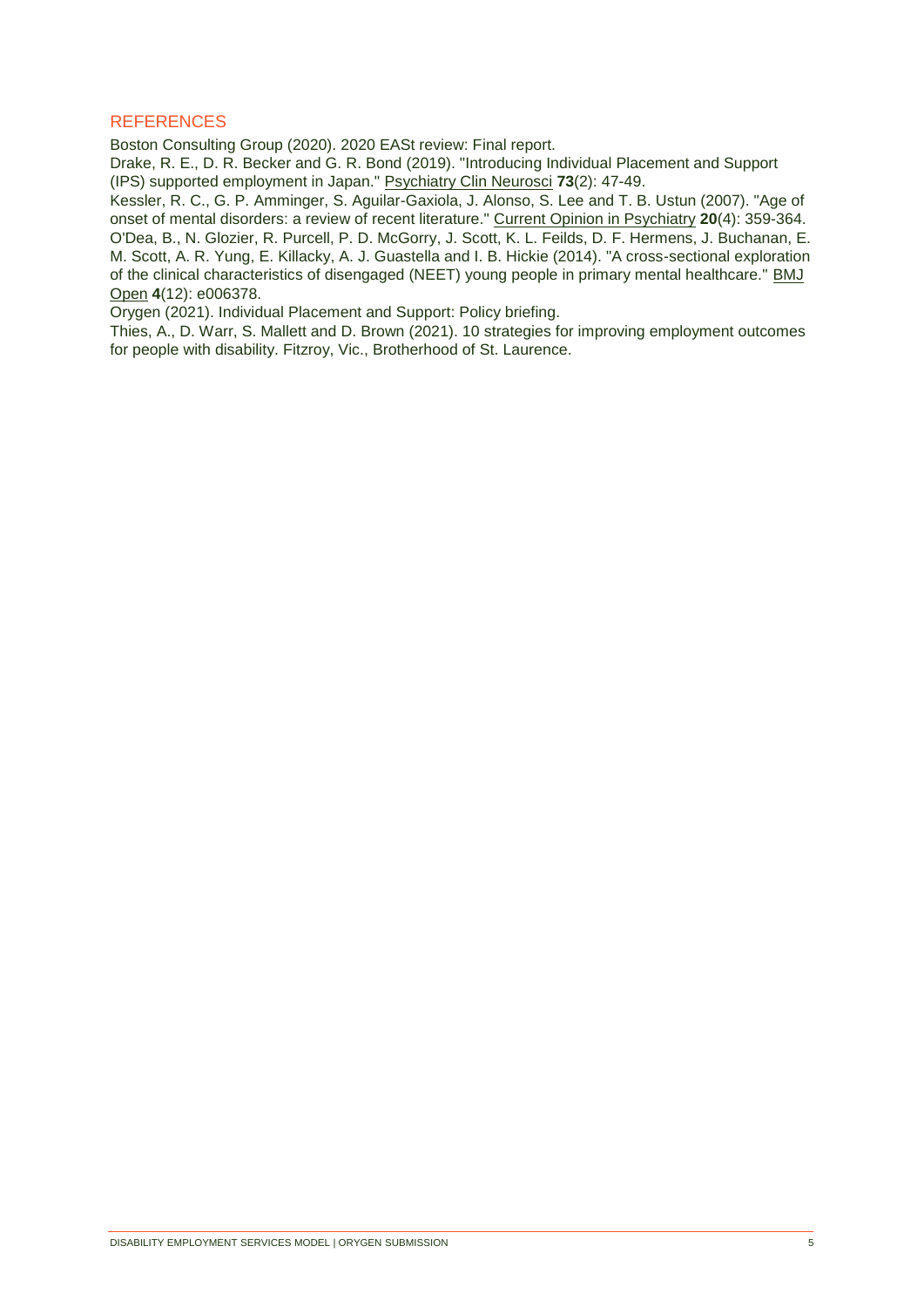## REFERENCES

Boston Consulting Group (2020). 2020 EASt review: Final report.

Drake, R. E., D. R. Becker and G. R. Bond (2019). "Introducing Individual Placement and Support (IPS) supported employment in Japan." Psychiatry Clin Neurosci **73**(2): 47-49.

Kessler, R. C., G. P. Amminger, S. Aguilar-Gaxiola, J. Alonso, S. Lee and T. B. Ustun (2007). "Age of onset of mental disorders: a review of recent literature." Current Opinion in Psychiatry **20**(4): 359-364.

O'Dea, B., N. Glozier, R. Purcell, P. D. McGorry, J. Scott, K. L. Feilds, D. F. Hermens, J. Buchanan, E. M. Scott, A. R. Yung, E. Killacky, A. J. Guastella and I. B. Hickie (2014). "A cross-sectional exploration of the clinical characteristics of disengaged (NEET) young people in primary mental healthcare." BMJ Open **4**(12): e006378.

Orygen (2021). Individual Placement and Support: Policy briefing.

Thies, A., D. Warr, S. Mallett and D. Brown (2021). 10 strategies for improving employment outcomes for people with disability. Fitzroy, Vic., Brotherhood of St. Laurence.